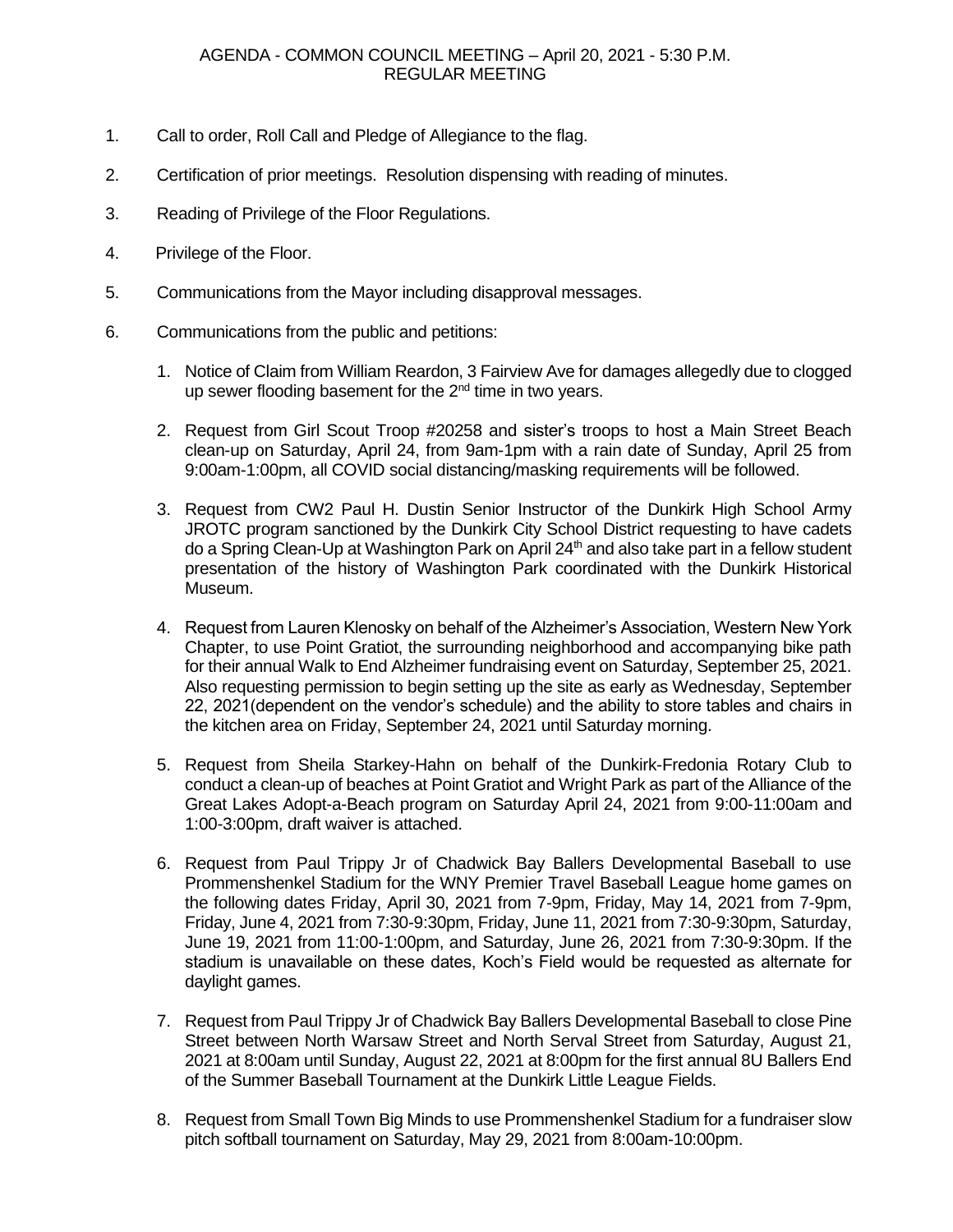AGENDA - COMMON COUNCIL MEETING – April 20, 2021 - 5:30 P.M.
REGULAR MEETING

1. Call to order, Roll Call and Pledge of Allegiance to the flag.

2. Certification of prior meetings. Resolution dispensing with reading of minutes.

3. Reading of Privilege of the Floor Regulations.

4. Privilege of the Floor.

5. Communications from the Mayor including disapproval messages.

6. Communications from the public and petitions:

   1. Notice of Claim from William Reardon, 3 Fairview Ave for damages allegedly due to clogged up sewer flooding basement for the 2nd time in two years.

   2. Request from Girl Scout Troop #20258 and sister's troops to host a Main Street Beach clean-up on Saturday, April 24, from 9am-1pm with a rain date of Sunday, April 25 from 9:00am-1:00pm, all COVID social distancing/masking requirements will be followed.

   3. Request from CW2 Paul H. Dustin Senior Instructor of the Dunkirk High School Army JROTC program sanctioned by the Dunkirk City School District requesting to have cadets do a Spring Clean-Up at Washington Park on April 24th and also take part in a fellow student presentation of the history of Washington Park coordinated with the Dunkirk Historical Museum.

   4. Request from Lauren Klenosky on behalf of the Alzheimer's Association, Western New York Chapter, to use Point Gratiot, the surrounding neighborhood and accompanying bike path for their annual Walk to End Alzheimer fundraising event on Saturday, September 25, 2021. Also requesting permission to begin setting up the site as early as Wednesday, September 22, 2021(dependent on the vendor's schedule) and the ability to store tables and chairs in the kitchen area on Friday, September 24, 2021 until Saturday morning.

   5. Request from Sheila Starkey-Hahn on behalf of the Dunkirk-Fredonia Rotary Club to conduct a clean-up of beaches at Point Gratiot and Wright Park as part of the Alliance of the Great Lakes Adopt-a-Beach program on Saturday April 24, 2021 from 9:00-11:00am and 1:00-3:00pm, draft waiver is attached.

   6. Request from Paul Trippy Jr of Chadwick Bay Ballers Developmental Baseball to use Prommenshenkel Stadium for the WNY Premier Travel Baseball League home games on the following dates Friday, April 30, 2021 from 7-9pm, Friday, May 14, 2021 from 7-9pm, Friday, June 4, 2021 from 7:30-9:30pm, Friday, June 11, 2021 from 7:30-9:30pm, Saturday, June 19, 2021 from 11:00-1:00pm, and Saturday, June 26, 2021 from 7:30-9:30pm. If the stadium is unavailable on these dates, Koch's Field would be requested as alternate for daylight games.

   7. Request from Paul Trippy Jr of Chadwick Bay Ballers Developmental Baseball to close Pine Street between North Warsaw Street and North Serval Street from Saturday, August 21, 2021 at 8:00am until Sunday, August 22, 2021 at 8:00pm for the first annual 8U Ballers End of the Summer Baseball Tournament at the Dunkirk Little League Fields.

   8. Request from Small Town Big Minds to use Prommenshenkel Stadium for a fundraiser slow pitch softball tournament on Saturday, May 29, 2021 from 8:00am-10:00pm.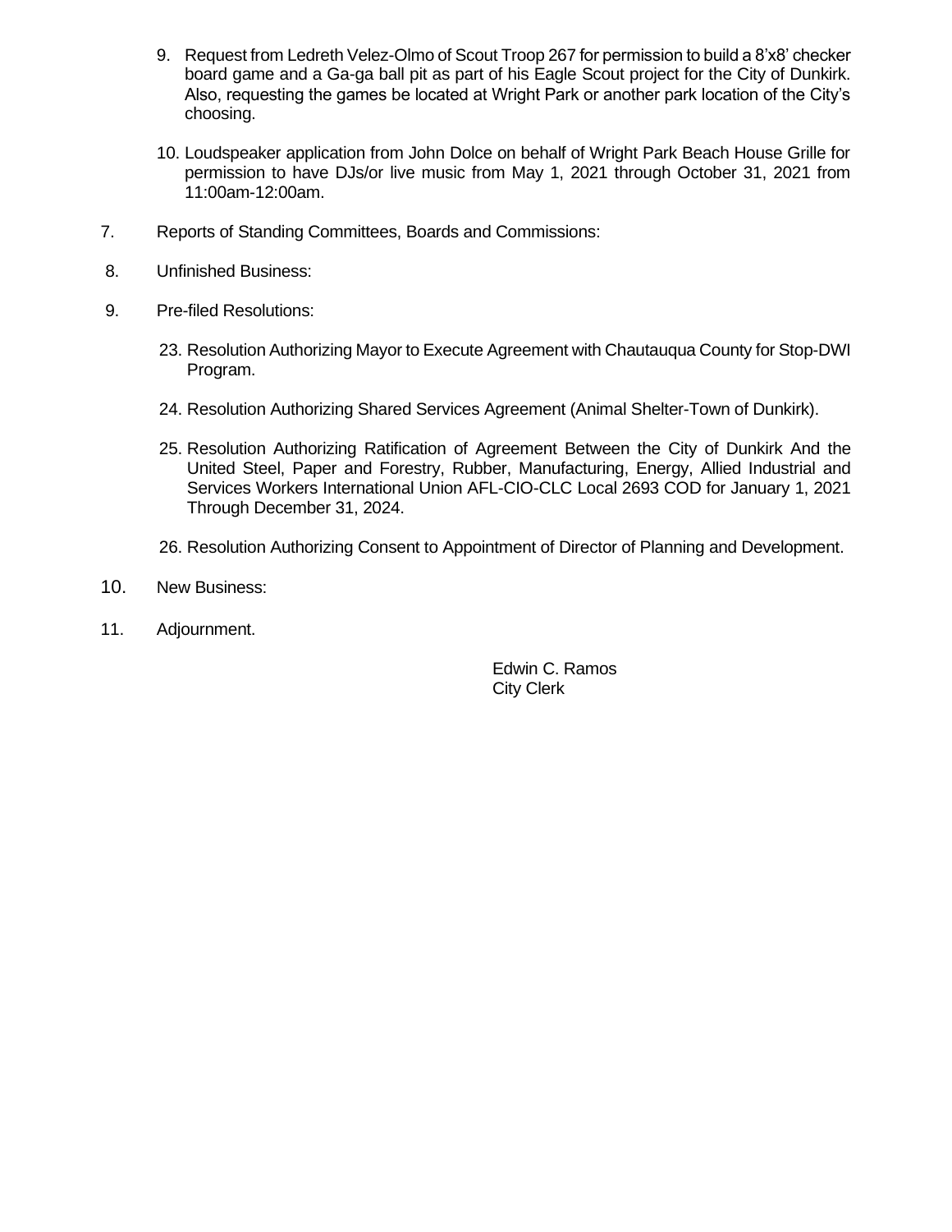9. Request from Ledreth Velez-Olmo of Scout Troop 267 for permission to build a 8'x8' checker board game and a Ga-ga ball pit as part of his Eagle Scout project for the City of Dunkirk. Also, requesting the games be located at Wright Park or another park location of the City's choosing.

10. Loudspeaker application from John Dolce on behalf of Wright Park Beach House Grille for permission to have DJs/or live music from May 1, 2021 through October 31, 2021 from 11:00am-12:00am.

7. Reports of Standing Committees, Boards and Commissions:

8. Unfinished Business:

9. Pre-filed Resolutions:

   23. Resolution Authorizing Mayor to Execute Agreement with Chautauqua County for Stop-DWI Program.

   24. Resolution Authorizing Shared Services Agreement (Animal Shelter-Town of Dunkirk).

   25. Resolution Authorizing Ratification of Agreement Between the City of Dunkirk And the United Steel, Paper and Forestry, Rubber, Manufacturing, Energy, Allied Industrial and Services Workers International Union AFL-CIO-CLC Local 2693 COD for January 1, 2021 Through December 31, 2024.

   26. Resolution Authorizing Consent to Appointment of Director of Planning and Development.

10. New Business:

11. Adjournment.

Edwin C. Ramos
City Clerk